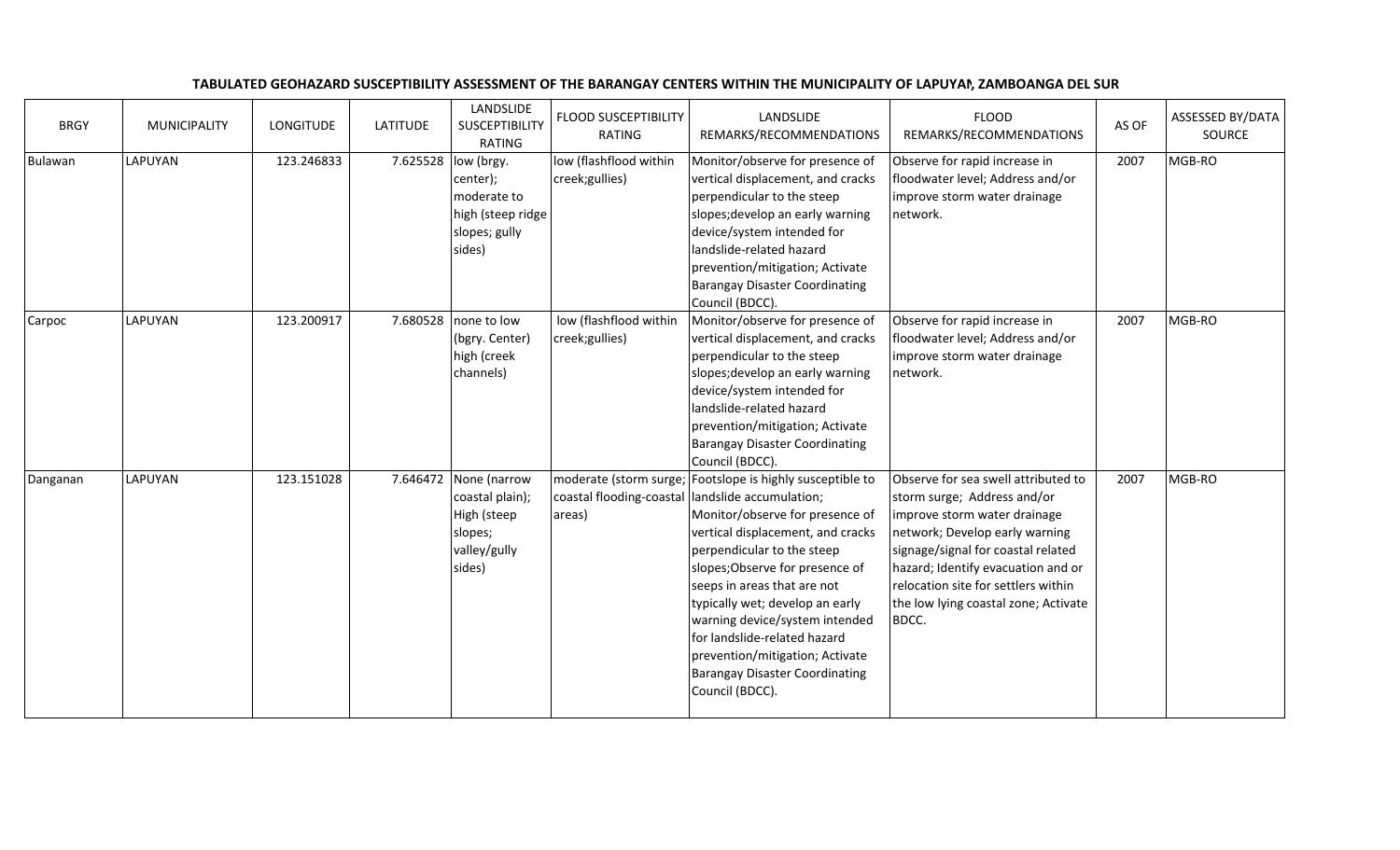**TABULATED GEOHAZARD SUSCEPTIBILITY ASSESSMENT OF THE BARANGAY CENTERS WITHIN THE MUNICIPALITY OF LAPUYAN, ZAMBOANGA DEL SUR**

| BRGY | MUNICIPALITY | LONGITUDE | LATITUDE | LANDSLIDE SUSCEPTIBILITY RATING | FLOOD SUSCEPTIBILITY RATING | LANDSLIDE REMARKS/RECOMMENDATIONS | FLOOD REMARKS/RECOMMENDATIONS | AS OF | ASSESSED BY/DATA SOURCE |
|---|---|---|---|---|---|---|---|---|---|
| Bulawan | LAPUYAN | 123.246833 | 7.625528 | low (brgy. center); moderate to high (steep ridge slopes; gully sides) | low (flashflood within creek;gullies) | Monitor/observe for presence of vertical displacement, and cracks perpendicular to the steep slopes;develop an early warning device/system intended for landslide-related hazard prevention/mitigation; Activate Barangay Disaster Coordinating Council (BDCC). | Observe for rapid increase in floodwater level; Address and/or improve storm water drainage network. | 2007 | MGB-RO |
| Carpoc | LAPUYAN | 123.200917 | 7.680528 | none to low (bgry. Center) high (creek channels) | low (flashflood within creek;gullies) | Monitor/observe for presence of vertical displacement, and cracks perpendicular to the steep slopes;develop an early warning device/system intended for landslide-related hazard prevention/mitigation; Activate Barangay Disaster Coordinating Council (BDCC). | Observe for rapid increase in floodwater level; Address and/or improve storm water drainage network. | 2007 | MGB-RO |
| Danganan | LAPUYAN | 123.151028 | 7.646472 | None (narrow coastal plain); High (steep slopes; valley/gully sides) | moderate (storm surge; coastal flooding-coastal areas) | Footslope is highly susceptible to landslide accumulation; Monitor/observe for presence of vertical displacement, and cracks perpendicular to the steep slopes;Observe for presence of seeps in areas that are not typically wet; develop an early warning device/system intended for landslide-related hazard prevention/mitigation; Activate Barangay Disaster Coordinating Council (BDCC). | Observe for sea swell attributed to storm surge; Address and/or improve storm water drainage network; Develop early warning signage/signal for coastal related hazard; Identify evacuation and or relocation site for settlers within the low lying coastal zone; Activate BDCC. | 2007 | MGB-RO |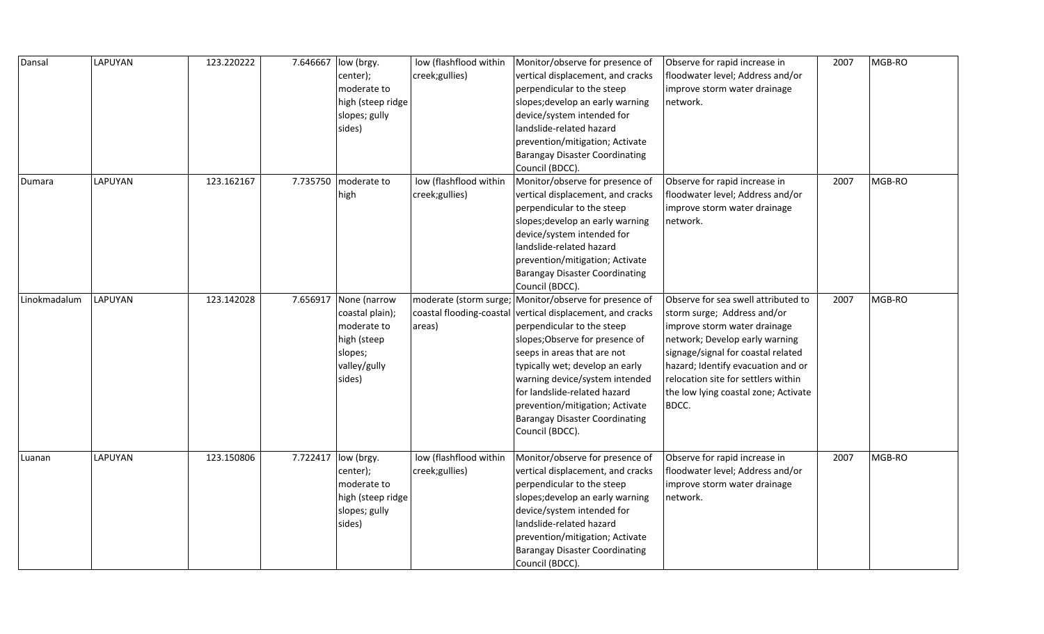| | | | | | | | | | |
|---|---|---|---|---|---|---|---|---|---|
| Dansal | LAPUYAN | 123.220222 | 7.646667 | low (brgy. center); moderate to high (steep ridge slopes; gully sides) | low (flashflood within creek;gullies) | Monitor/observe for presence of vertical displacement, and cracks perpendicular to the steep slopes;develop an early warning device/system intended for landslide-related hazard prevention/mitigation; Activate Barangay Disaster Coordinating Council (BDCC). | Observe for rapid increase in floodwater level; Address and/or improve storm water drainage network. | 2007 | MGB-RO |
| Dumara | LAPUYAN | 123.162167 | 7.735750 | moderate to high | low (flashflood within creek;gullies) | Monitor/observe for presence of vertical displacement, and cracks perpendicular to the steep slopes;develop an early warning device/system intended for landslide-related hazard prevention/mitigation; Activate Barangay Disaster Coordinating Council (BDCC). | Observe for rapid increase in floodwater level; Address and/or improve storm water drainage network. | 2007 | MGB-RO |
| Linokmadalum | LAPUYAN | 123.142028 | 7.656917 | None (narrow coastal plain); moderate to high (steep slopes; valley/gully sides) | moderate (storm surge; coastal flooding-coastal areas) | Monitor/observe for presence of vertical displacement, and cracks perpendicular to the steep slopes;Observe for presence of seeps in areas that are not typically wet; develop an early warning device/system intended for landslide-related hazard prevention/mitigation; Activate Barangay Disaster Coordinating Council (BDCC). | Observe for sea swell attributed to storm surge; Address and/or improve storm water drainage network; Develop early warning signage/signal for coastal related hazard; Identify evacuation and or relocation site for settlers within the low lying coastal zone; Activate BDCC. | 2007 | MGB-RO |
| Luanan | LAPUYAN | 123.150806 | 7.722417 | low (brgy. center); moderate to high (steep ridge slopes; gully sides) | low (flashflood within creek;gullies) | Monitor/observe for presence of vertical displacement, and cracks perpendicular to the steep slopes;develop an early warning device/system intended for landslide-related hazard prevention/mitigation; Activate Barangay Disaster Coordinating Council (BDCC). | Observe for rapid increase in floodwater level; Address and/or improve storm water drainage network. | 2007 | MGB-RO |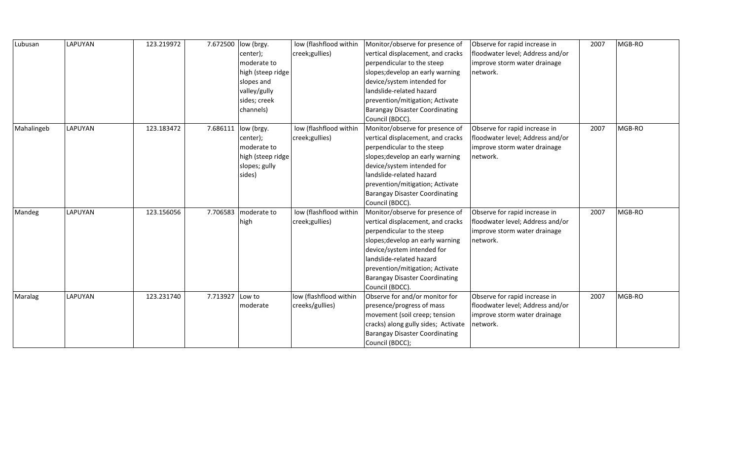| | | | | | | | | | |
|---|---|---|---|---|---|---|---|---|---|
| Lubusan | LAPUYAN | 123.219972 | 7.672500 | low (brgy. center); moderate to high (steep ridge slopes and valley/gully sides; creek channels) | low (flashflood within creek;gullies) | Monitor/observe for presence of vertical displacement, and cracks perpendicular to the steep slopes;develop an early warning device/system intended for landslide-related hazard prevention/mitigation; Activate Barangay Disaster Coordinating Council (BDCC). | Observe for rapid increase in floodwater level; Address and/or improve storm water drainage network. | 2007 | MGB-RO |
| Mahalingeb | LAPUYAN | 123.183472 | 7.686111 | low (brgy. center); moderate to high (steep ridge slopes; gully sides) | low (flashflood within creek;gullies) | Monitor/observe for presence of vertical displacement, and cracks perpendicular to the steep slopes;develop an early warning device/system intended for landslide-related hazard prevention/mitigation; Activate Barangay Disaster Coordinating Council (BDCC). | Observe for rapid increase in floodwater level; Address and/or improve storm water drainage network. | 2007 | MGB-RO |
| Mandeg | LAPUYAN | 123.156056 | 7.706583 | moderate to high | low (flashflood within creek;gullies) | Monitor/observe for presence of vertical displacement, and cracks perpendicular to the steep slopes;develop an early warning device/system intended for landslide-related hazard prevention/mitigation; Activate Barangay Disaster Coordinating Council (BDCC). | Observe for rapid increase in floodwater level; Address and/or improve storm water drainage network. | 2007 | MGB-RO |
| Maralag | LAPUYAN | 123.231740 | 7.713927 | Low to moderate | low (flashflood within creeks/gullies) | Observe for and/or monitor for presence/progress of mass movement (soil creep; tension cracks) along gully sides; Activate Barangay Disaster Coordinating Council (BDCC); | Observe for rapid increase in floodwater level; Address and/or improve storm water drainage network. | 2007 | MGB-RO |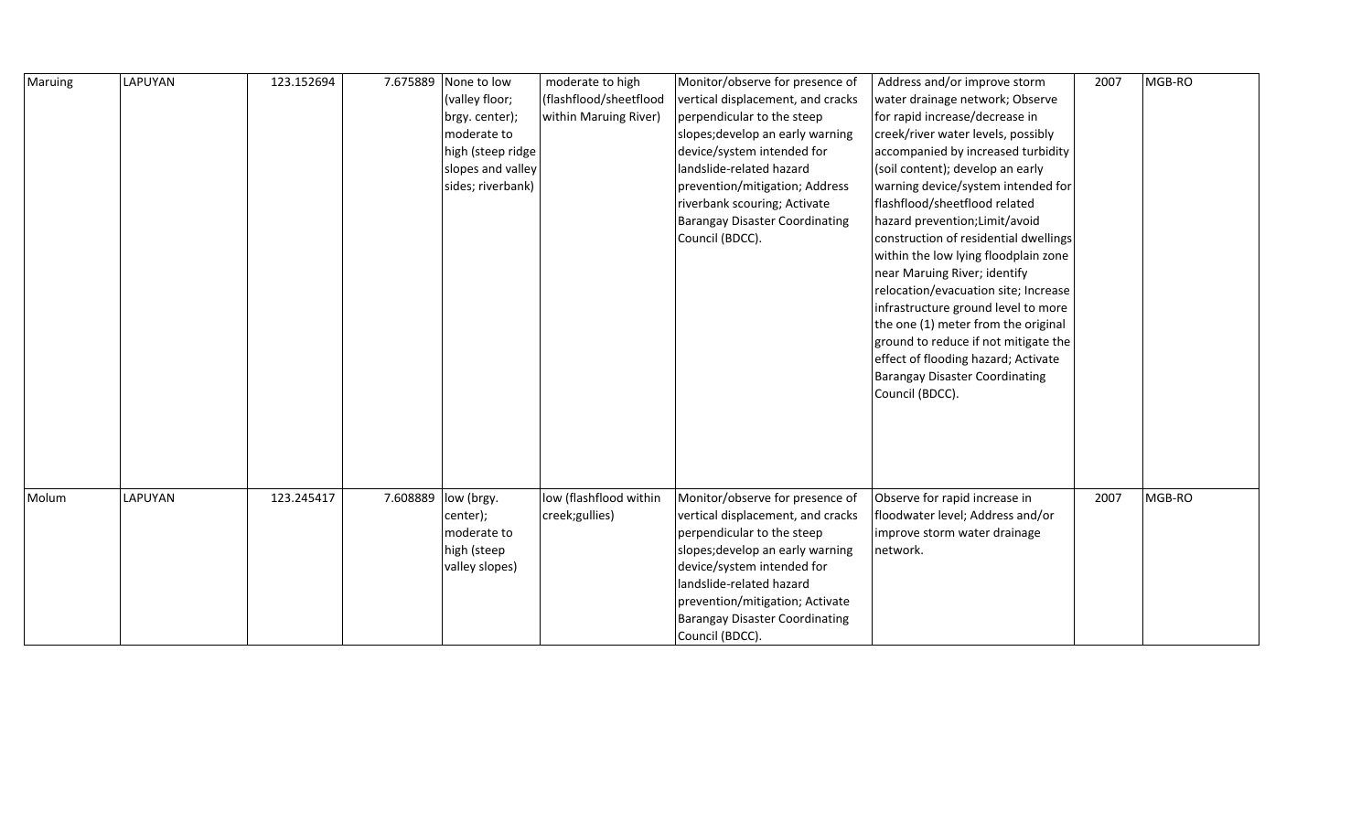| Maruing | LAPUYAN | 123.152694 | 7.675889 | None to low (valley floor; brgy. center); moderate to high (steep ridge slopes and valley sides; riverbank) | moderate to high (flashflood/sheetflood within Maruing River) | Monitor/observe for presence of vertical displacement, and cracks perpendicular to the steep slopes;develop an early warning device/system intended for landslide-related hazard prevention/mitigation; Address riverbank scouring; Activate Barangay Disaster Coordinating Council (BDCC). | Address and/or improve storm water drainage network; Observe for rapid increase/decrease in creek/river water levels, possibly accompanied by increased turbidity (soil content); develop an early warning device/system intended for flashflood/sheetflood related hazard prevention;Limit/avoid construction of residential dwellings within the low lying floodplain zone near Maruing River; identify relocation/evacuation site; Increase infrastructure ground level to more the one (1) meter from the original ground to reduce if not mitigate the effect of flooding hazard; Activate Barangay Disaster Coordinating Council (BDCC). | 2007 | MGB-RO |
|---|---|---|---|---|---|---|---|---|---|
| Molum | LAPUYAN | 123.245417 | 7.608889 | low (brgy. center); moderate to high (steep valley slopes) | low (flashflood within creek;gullies) | Monitor/observe for presence of vertical displacement, and cracks perpendicular to the steep slopes;develop an early warning device/system intended for landslide-related hazard prevention/mitigation; Activate Barangay Disaster Coordinating Council (BDCC). | Observe for rapid increase in floodwater level; Address and/or improve storm water drainage network. | 2007 | MGB-RO |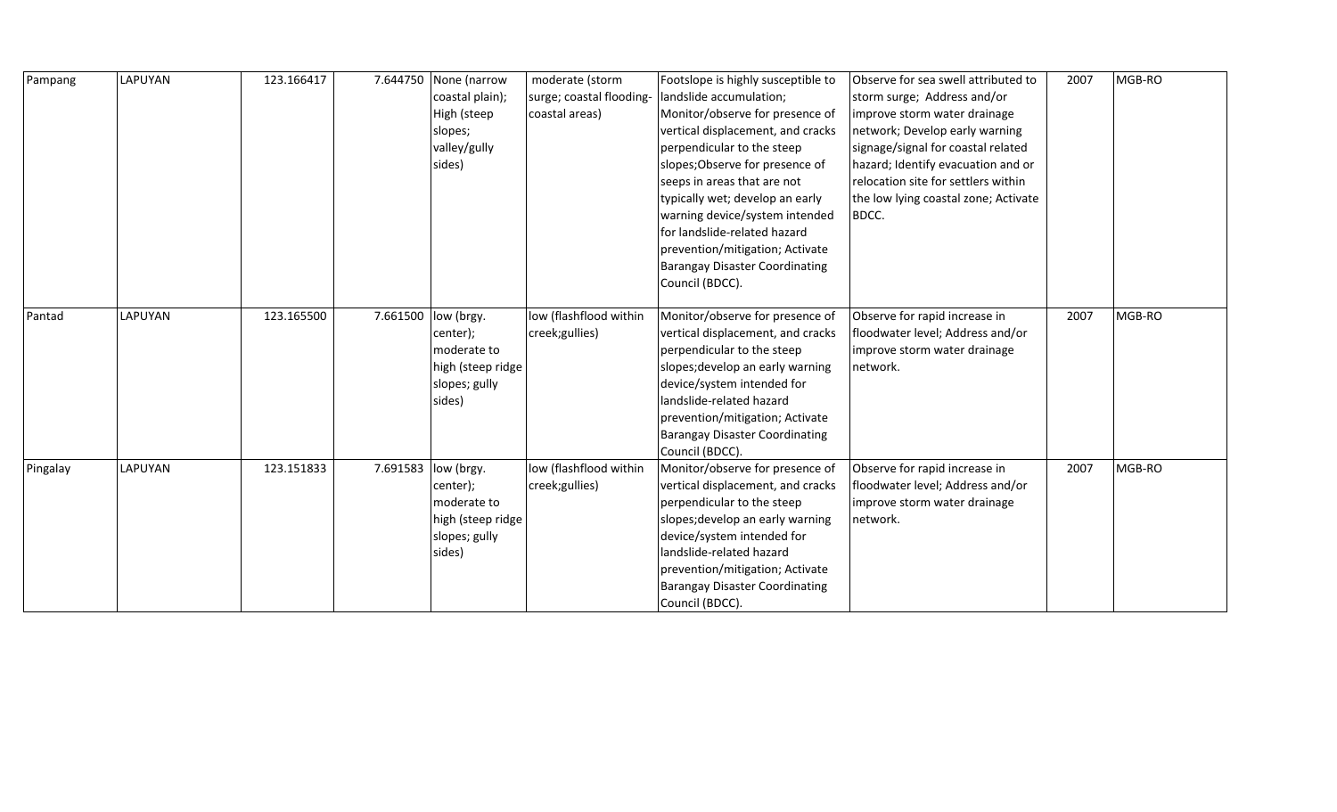| Pampang | LAPUYAN | 123.166417 | 7.644750 | None (narrow coastal plain); High (steep slopes; valley/gully sides) | moderate (storm surge; coastal flooding- coastal areas) | Footslope is highly susceptible to landslide accumulation; Monitor/observe for presence of vertical displacement, and cracks perpendicular to the steep slopes;Observe for presence of seeps in areas that are not typically wet; develop an early warning device/system intended for landslide-related hazard prevention/mitigation; Activate Barangay Disaster Coordinating Council (BDCC). | Observe for sea swell attributed to storm surge; Address and/or improve storm water drainage network; Develop early warning signage/signal for coastal related hazard; Identify evacuation and or relocation site for settlers within the low lying coastal zone; Activate BDCC. | 2007 | MGB-RO |
|---|---|---|---|---|---|---|---|---|---|
| Pantad | LAPUYAN | 123.165500 | 7.661500 | low (brgy. center); moderate to high (steep ridge slopes; gully sides) | low (flashflood within creek;gullies) | Monitor/observe for presence of vertical displacement, and cracks perpendicular to the steep slopes;develop an early warning device/system intended for landslide-related hazard prevention/mitigation; Activate Barangay Disaster Coordinating Council (BDCC). | Observe for rapid increase in floodwater level; Address and/or improve storm water drainage network. | 2007 | MGB-RO |
| Pingalay | LAPUYAN | 123.151833 | 7.691583 | low (brgy. center); moderate to high (steep ridge slopes; gully sides) | low (flashflood within creek;gullies) | Monitor/observe for presence of vertical displacement, and cracks perpendicular to the steep slopes;develop an early warning device/system intended for landslide-related hazard prevention/mitigation; Activate Barangay Disaster Coordinating Council (BDCC). | Observe for rapid increase in floodwater level; Address and/or improve storm water drainage network. | 2007 | MGB-RO |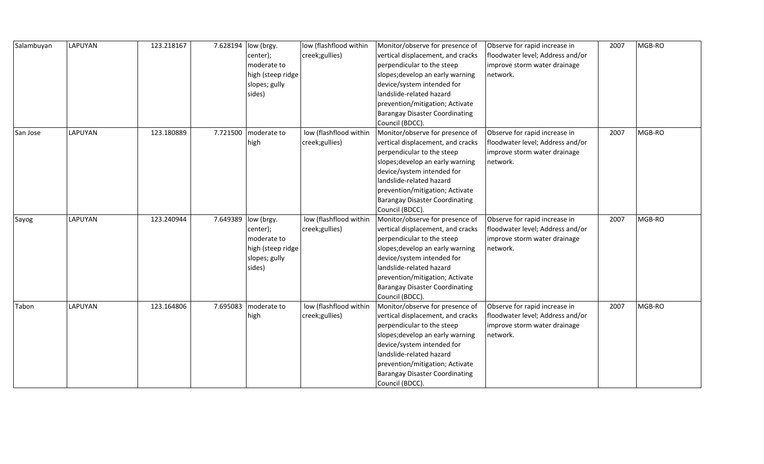| | | | | | | | | | |
|---|---|---|---|---|---|---|---|---|---|
| Salambuyan | LAPUYAN | 123.218167 | 7.628194 | low (brgy. center); moderate to high (steep ridge slopes; gully sides) | low (flashflood within creek;gullies) | Monitor/observe for presence of vertical displacement, and cracks perpendicular to the steep slopes;develop an early warning device/system intended for landslide-related hazard prevention/mitigation; Activate Barangay Disaster Coordinating Council (BDCC). | Observe for rapid increase in floodwater level; Address and/or improve storm water drainage network. | 2007 | MGB-RO |
| San Jose | LAPUYAN | 123.180889 | 7.721500 | moderate to high | low (flashflood within creek;gullies) | Monitor/observe for presence of vertical displacement, and cracks perpendicular to the steep slopes;develop an early warning device/system intended for landslide-related hazard prevention/mitigation; Activate Barangay Disaster Coordinating Council (BDCC). | Observe for rapid increase in floodwater level; Address and/or improve storm water drainage network. | 2007 | MGB-RO |
| Sayog | LAPUYAN | 123.240944 | 7.649389 | low (brgy. center); moderate to high (steep ridge slopes; gully sides) | low (flashflood within creek;gullies) | Monitor/observe for presence of vertical displacement, and cracks perpendicular to the steep slopes;develop an early warning device/system intended for landslide-related hazard prevention/mitigation; Activate Barangay Disaster Coordinating Council (BDCC). | Observe for rapid increase in floodwater level; Address and/or improve storm water drainage network. | 2007 | MGB-RO |
| Tabon | LAPUYAN | 123.164806 | 7.695083 | moderate to high | low (flashflood within creek;gullies) | Monitor/observe for presence of vertical displacement, and cracks perpendicular to the steep slopes;develop an early warning device/system intended for landslide-related hazard prevention/mitigation; Activate Barangay Disaster Coordinating Council (BDCC). | Observe for rapid increase in floodwater level; Address and/or improve storm water drainage network. | 2007 | MGB-RO |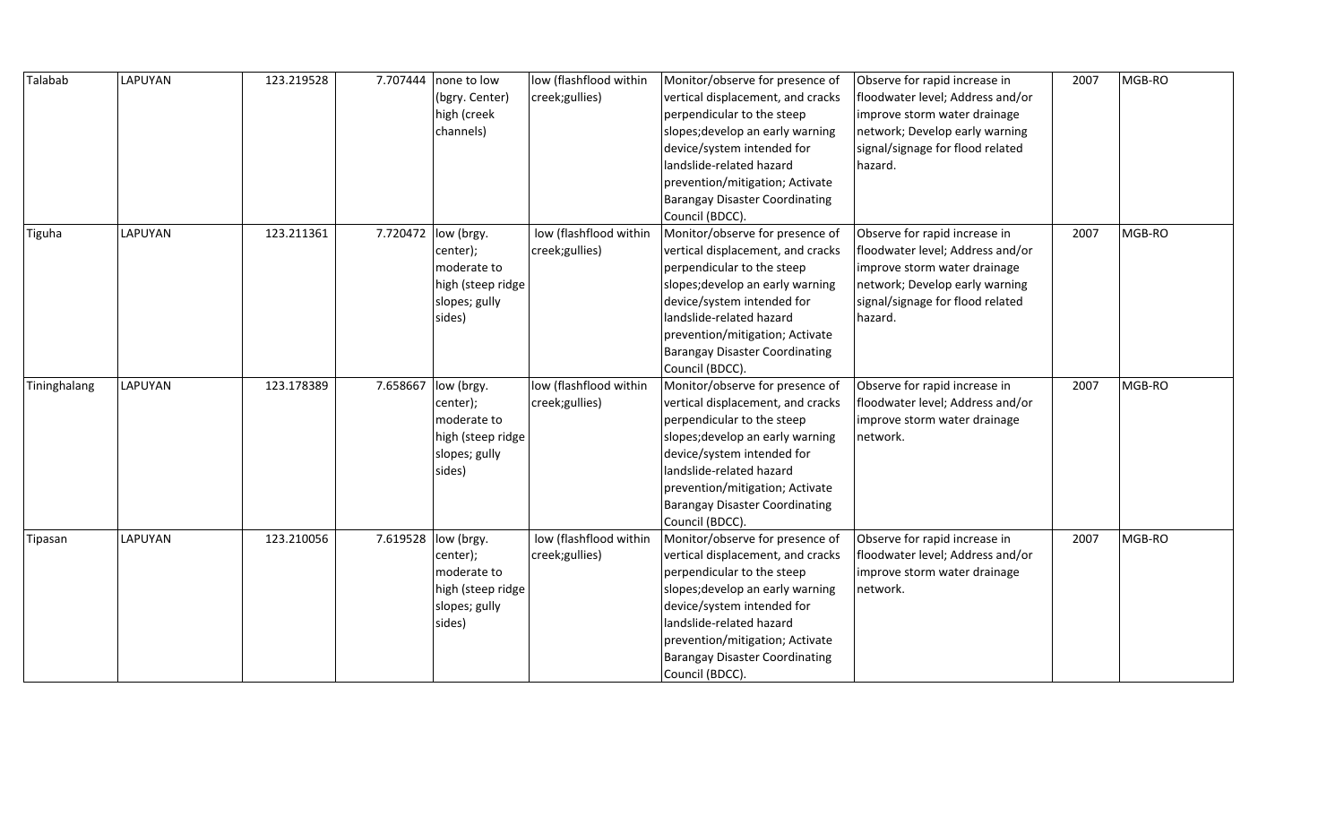| Talabab | LAPUYAN | 123.219528 | 7.707444 | none to low (bgry. Center) high (creek channels) | low (flashflood within creek;gullies) | Monitor/observe for presence of vertical displacement, and cracks perpendicular to the steep slopes;develop an early warning device/system intended for landslide-related hazard prevention/mitigation; Activate Barangay Disaster Coordinating Council (BDCC). | Observe for rapid increase in floodwater level; Address and/or improve storm water drainage network; Develop early warning signal/signage for flood related hazard. | 2007 | MGB-RO |
|---|---|---|---|---|---|---|---|---|---|
| Tiguha | LAPUYAN | 123.211361 | 7.720472 | low (brgy. center); moderate to high (steep ridge slopes; gully sides) | low (flashflood within creek;gullies) | Monitor/observe for presence of vertical displacement, and cracks perpendicular to the steep slopes;develop an early warning device/system intended for landslide-related hazard prevention/mitigation; Activate Barangay Disaster Coordinating Council (BDCC). | Observe for rapid increase in floodwater level; Address and/or improve storm water drainage network; Develop early warning signal/signage for flood related hazard. | 2007 | MGB-RO |
| Tininghalang | LAPUYAN | 123.178389 | 7.658667 | low (brgy. center); moderate to high (steep ridge slopes; gully sides) | low (flashflood within creek;gullies) | Monitor/observe for presence of vertical displacement, and cracks perpendicular to the steep slopes;develop an early warning device/system intended for landslide-related hazard prevention/mitigation; Activate Barangay Disaster Coordinating Council (BDCC). | Observe for rapid increase in floodwater level; Address and/or improve storm water drainage network. | 2007 | MGB-RO |
| Tipasan | LAPUYAN | 123.210056 | 7.619528 | low (brgy. center); moderate to high (steep ridge slopes; gully sides) | low (flashflood within creek;gullies) | Monitor/observe for presence of vertical displacement, and cracks perpendicular to the steep slopes;develop an early warning device/system intended for landslide-related hazard prevention/mitigation; Activate Barangay Disaster Coordinating Council (BDCC). | Observe for rapid increase in floodwater level; Address and/or improve storm water drainage network. | 2007 | MGB-RO |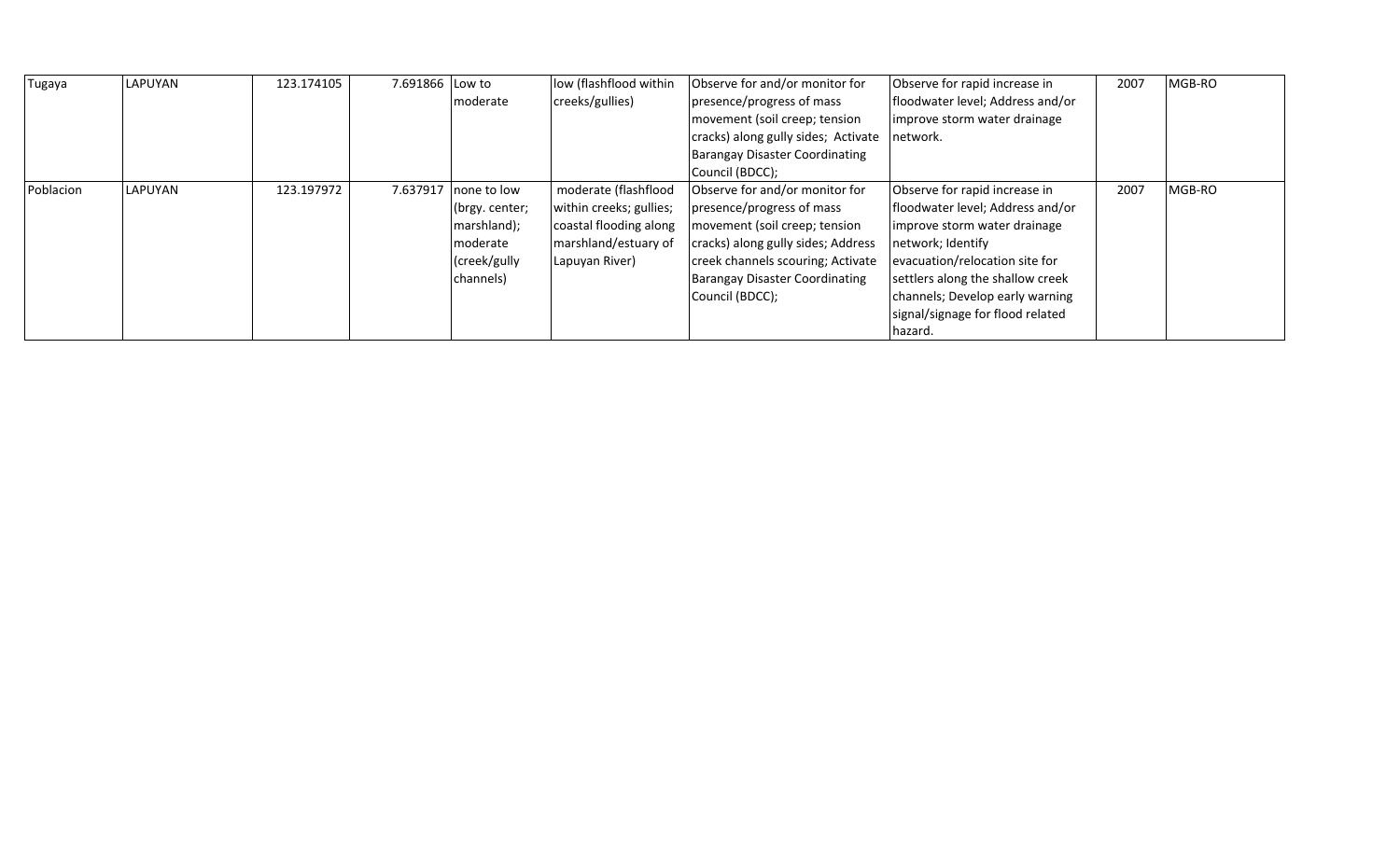| | | | | | | | | | |
|---|---|---|---|---|---|---|---|---|---|
| Tugaya | LAPUYAN | 123.174105 | 7.691866 | Low to moderate | low (flashflood within creeks/gullies) | Observe for and/or monitor for presence/progress of mass movement (soil creep; tension cracks) along gully sides; Activate Barangay Disaster Coordinating Council (BDCC); | Observe for rapid increase in floodwater level; Address and/or improve storm water drainage network. | 2007 | MGB-RO |
| Poblacion | LAPUYAN | 123.197972 | 7.637917 | none to low (brgy. center; marshland); moderate (creek/gully channels) | moderate (flashflood within creeks; gullies; coastal flooding along marshland/estuary of Lapuyan River) | Observe for and/or monitor for presence/progress of mass movement (soil creep; tension cracks) along gully sides; Address creek channels scouring; Activate Barangay Disaster Coordinating Council (BDCC); | Observe for rapid increase in floodwater level; Address and/or improve storm water drainage network; Identify evacuation/relocation site for settlers along the shallow creek channels; Develop early warning signal/signage for flood related hazard. | 2007 | MGB-RO |